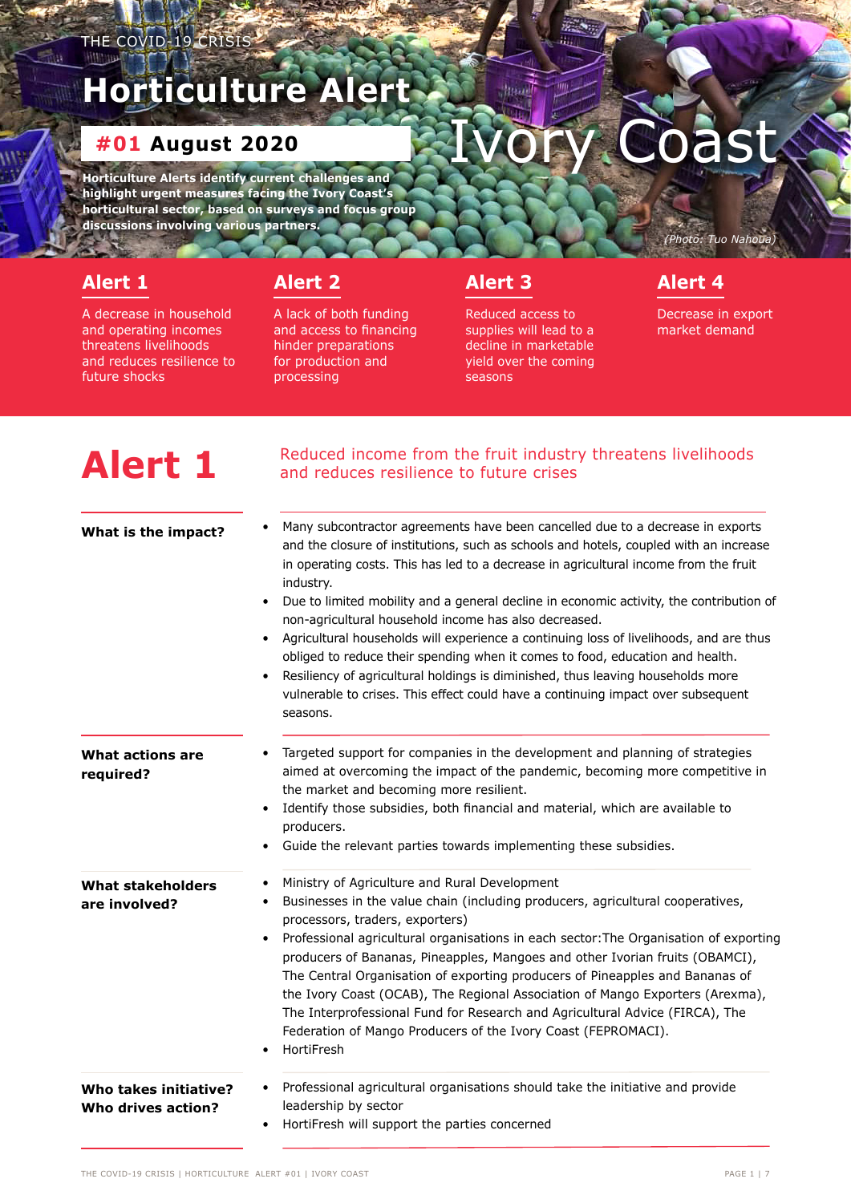THE COVID-19 CRISIS

# Horticulture Alert

**#01 August 2020**

# Ivory Coast

**Horticulture Alerts identify current challenges and highlight urgent measures facing the Ivory Coast's horticultural sector, based on surveys and focus group discussions involving various partners.**

*(Photo: Tuo Nahoua)*

**Alert 1**

A decrease in household and operating incomes threatens livelihoods and reduces resilience to future shocks

**Alert 2**

A lack of both funding and access to financing hinder preparations for production and processing

**Alert 3**

Reduced access to supplies will lead to a decline in marketable yield over the coming seasons

**Alert 4**

Decrease in export market demand

## Alert 1

### Reduced income from the fruit industry threatens livelihoods and reduces resilience to future crises

**What is the impact?**

- Many subcontractor agreements have been cancelled due to a decrease in exports and the closure of institutions, such as schools and hotels, coupled with an increase in operating costs. This has led to a decrease in agricultural income from the fruit industry.
- Due to limited mobility and a general decline in economic activity, the contribution of non-agricultural household income has also decreased.
- Agricultural households will experience a continuing loss of livelihoods, and are thus obliged to reduce their spending when it comes to food, education and health.
- Resiliency of agricultural holdings is diminished, thus leaving households more vulnerable to crises. This effect could have a continuing impact over subsequent seasons.

**What actions are required?**

- Targeted support for companies in the development and planning of strategies aimed at overcoming the impact of the pandemic, becoming more competitive in the market and becoming more resilient.
- Identify those subsidies, both financial and material, which are available to producers.
- Guide the relevant parties towards implementing these subsidies.

**What stakeholders are involved?**

- Ministry of Agriculture and Rural Development
- Businesses in the value chain (including producers, agricultural cooperatives, processors, traders, exporters)
- Professional agricultural organisations in each sector:The Organisation of exporting producers of Bananas, Pineapples, Mangoes and other Ivorian fruits (OBAMCI), The Central Organisation of exporting producers of Pineapples and Bananas of the Ivory Coast (OCAB), The Regional Association of Mango Exporters (Arexma), The Interprofessional Fund for Research and Agricultural Advice (FIRCA), The Federation of Mango Producers of the Ivory Coast (FEPROMACI).
- HortiFresh

**Who takes initiative? Who drives action?**

- Professional agricultural organisations should take the initiative and provide leadership by sector
- HortiFresh will support the parties concerned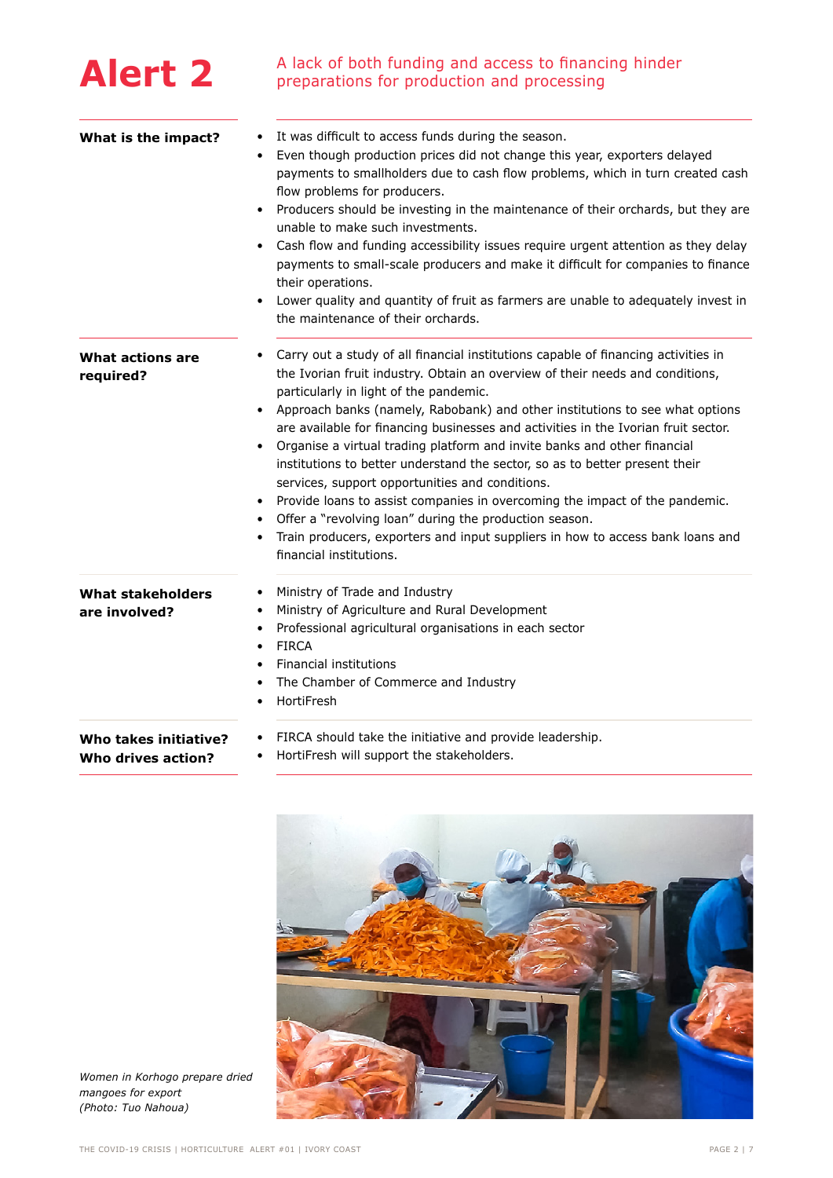# Alert 2

## A lack of both funding and access to financing hinder preparations for production and processing

**What is the impact?**

- It was difficult to access funds during the season.
- Even though production prices did not change this year, exporters delayed payments to smallholders due to cash flow problems, which in turn created cash flow problems for producers.
- Producers should be investing in the maintenance of their orchards, but they are unable to make such investments.
- Cash flow and funding accessibility issues require urgent attention as they delay payments to small-scale producers and make it difficult for companies to finance their operations.
- Lower quality and quantity of fruit as farmers are unable to adequately invest in the maintenance of their orchards.

**What actions are required?**

- Carry out a study of all financial institutions capable of financing activities in the Ivorian fruit industry. Obtain an overview of their needs and conditions, particularly in light of the pandemic.
- Approach banks (namely, Rabobank) and other institutions to see what options are available for financing businesses and activities in the Ivorian fruit sector.
- Organise a virtual trading platform and invite banks and other financial institutions to better understand the sector, so as to better present their services, support opportunities and conditions.
- Provide loans to assist companies in overcoming the impact of the pandemic.
- Offer a "revolving loan" during the production season.
- Train producers, exporters and input suppliers in how to access bank loans and financial institutions.

**What stakeholders are involved?**

- Ministry of Trade and Industry
- Ministry of Agriculture and Rural Development
- Professional agricultural organisations in each sector
- FIRCA
- Financial institutions
- The Chamber of Commerce and Industry
- HortiFresh

**Who takes initiative? Who drives action?**

- FIRCA should take the initiative and provide leadership.
- HortiFresh will support the stakeholders.

*Women in Korhogo prepare dried mangoes for export (Photo: Tuo Nahoua)*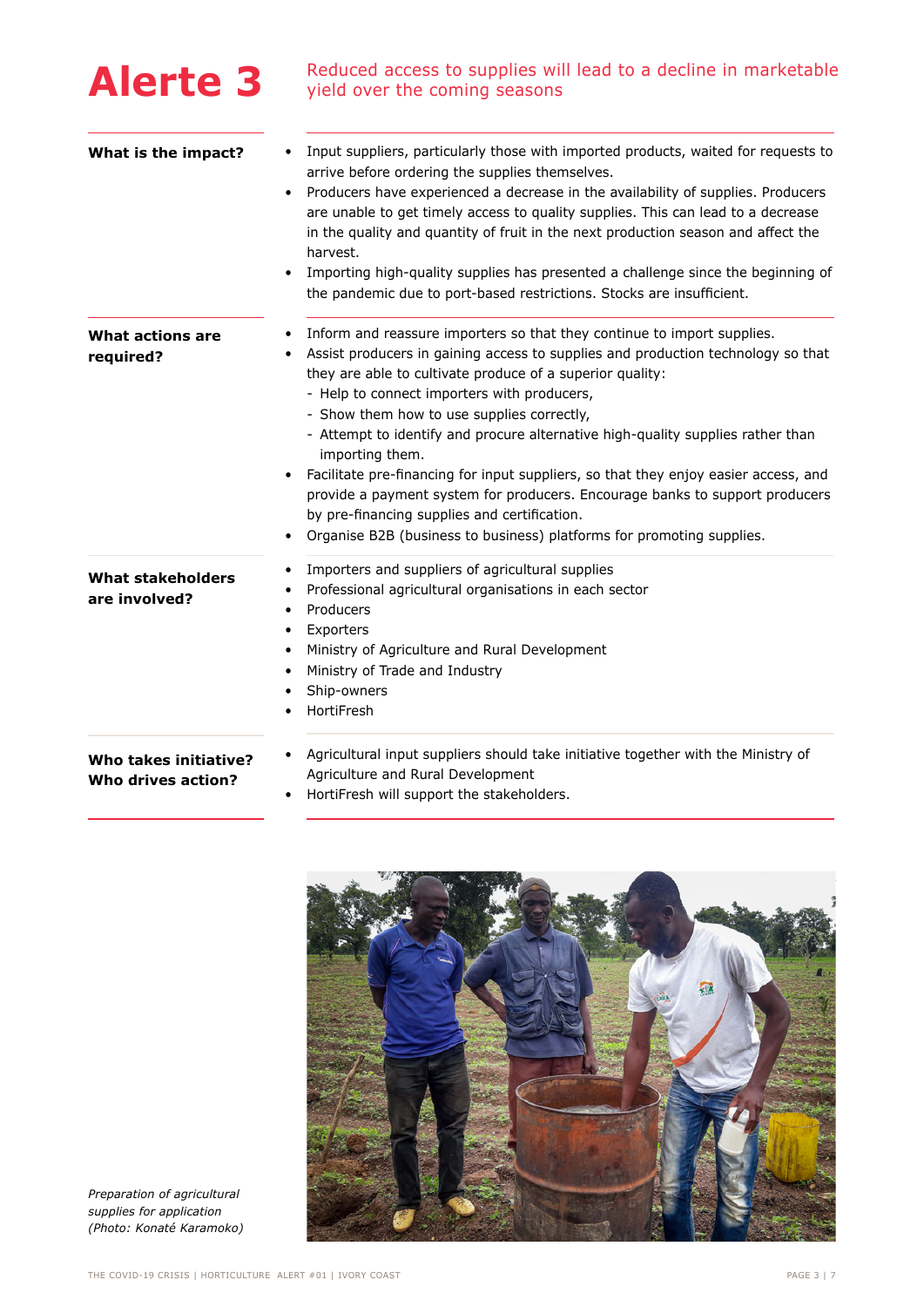# Alerte 3

Reduced access to supplies will lead to a decline in marketable yield over the coming seasons

**What is the impact?**

- Input suppliers, particularly those with imported products, waited for requests to arrive before ordering the supplies themselves.
- Producers have experienced a decrease in the availability of supplies. Producers are unable to get timely access to quality supplies. This can lead to a decrease in the quality and quantity of fruit in the next production season and affect the harvest.
- Importing high-quality supplies has presented a challenge since the beginning of the pandemic due to port-based restrictions. Stocks are insufficient.

**What actions are required?**

- Inform and reassure importers so that they continue to import supplies.
- Assist producers in gaining access to supplies and production technology so that they are able to cultivate produce of a superior quality:
  - Help to connect importers with producers,
  - Show them how to use supplies correctly,
  - Attempt to identify and procure alternative high-quality supplies rather than importing them.
- Facilitate pre-financing for input suppliers, so that they enjoy easier access, and provide a payment system for producers. Encourage banks to support producers by pre-financing supplies and certification.
- Organise B2B (business to business) platforms for promoting supplies.

**What stakeholders are involved?**

- Importers and suppliers of agricultural supplies
- Professional agricultural organisations in each sector
- Producers
- Exporters
- Ministry of Agriculture and Rural Development
- Ministry of Trade and Industry
- Ship-owners
- HortiFresh

**Who takes initiative? Who drives action?**

- Agricultural input suppliers should take initiative together with the Ministry of Agriculture and Rural Development
- HortiFresh will support the stakeholders.

*Preparation of agricultural supplies for application (Photo: Konaté Karamoko)*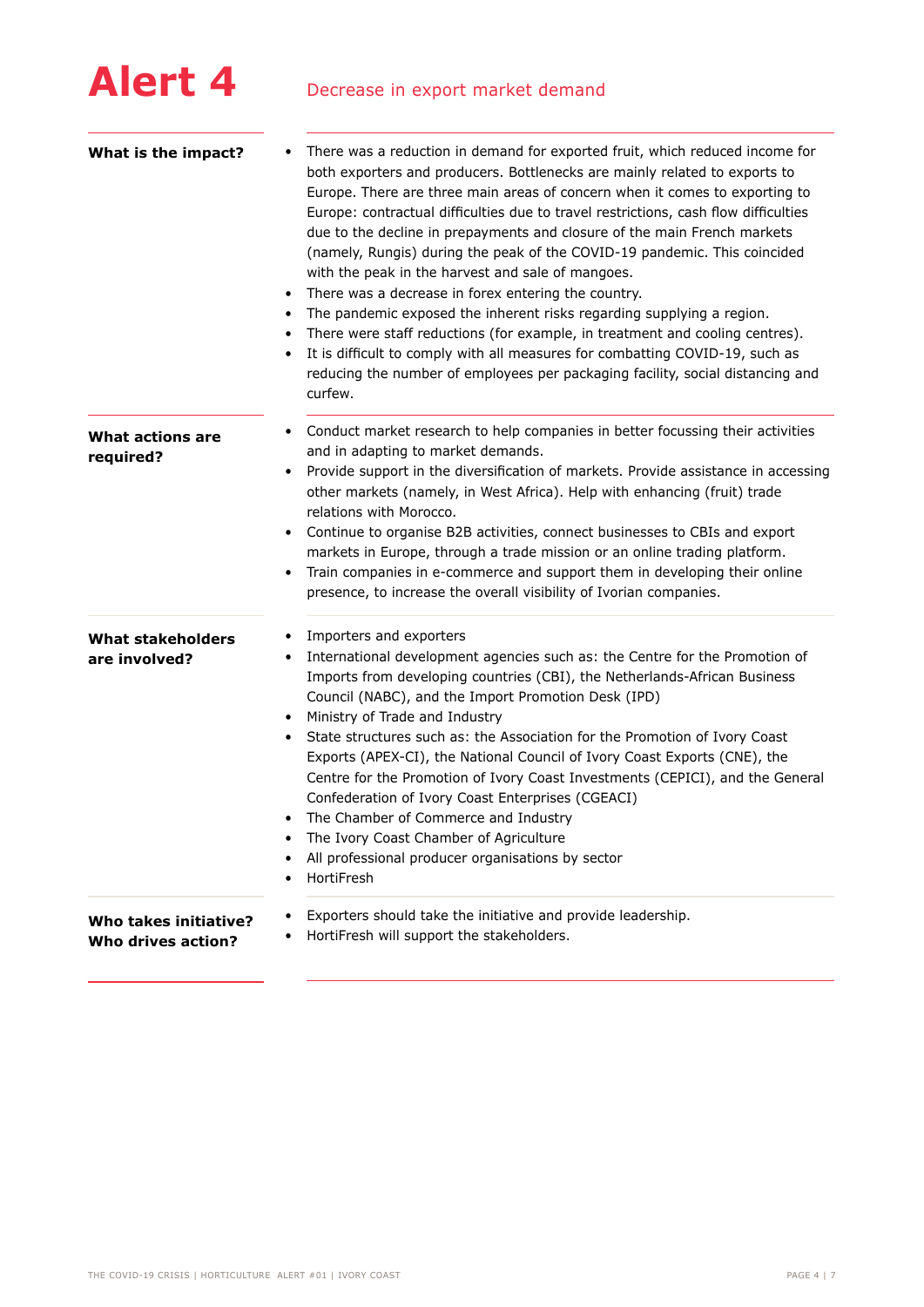# Alert 4

## Decrease in export market demand

### What is the impact?

- There was a reduction in demand for exported fruit, which reduced income for both exporters and producers. Bottlenecks are mainly related to exports to Europe. There are three main areas of concern when it comes to exporting to Europe: contractual difficulties due to travel restrictions, cash flow difficulties due to the decline in prepayments and closure of the main French markets (namely, Rungis) during the peak of the COVID-19 pandemic. This coincided with the peak in the harvest and sale of mangoes.
- There was a decrease in forex entering the country.
- The pandemic exposed the inherent risks regarding supplying a region.
- There were staff reductions (for example, in treatment and cooling centres).
- It is difficult to comply with all measures for combatting COVID-19, such as reducing the number of employees per packaging facility, social distancing and curfew.

### What actions are required?

- Conduct market research to help companies in better focussing their activities and in adapting to market demands.
- Provide support in the diversification of markets. Provide assistance in accessing other markets (namely, in West Africa). Help with enhancing (fruit) trade relations with Morocco.
- Continue to organise B2B activities, connect businesses to CBIs and export markets in Europe, through a trade mission or an online trading platform.
- Train companies in e-commerce and support them in developing their online presence, to increase the overall visibility of Ivorian companies.

### What stakeholders are involved?

- Importers and exporters
- International development agencies such as: the Centre for the Promotion of Imports from developing countries (CBI), the Netherlands-African Business Council (NABC), and the Import Promotion Desk (IPD)
- Ministry of Trade and Industry
- State structures such as: the Association for the Promotion of Ivory Coast Exports (APEX-CI), the National Council of Ivory Coast Exports (CNE), the Centre for the Promotion of Ivory Coast Investments (CEPICI), and the General Confederation of Ivory Coast Enterprises (CGEACI)
- The Chamber of Commerce and Industry
- The Ivory Coast Chamber of Agriculture
- All professional producer organisations by sector
- HortiFresh

### Who takes initiative? Who drives action?

- Exporters should take the initiative and provide leadership.
- HortiFresh will support the stakeholders.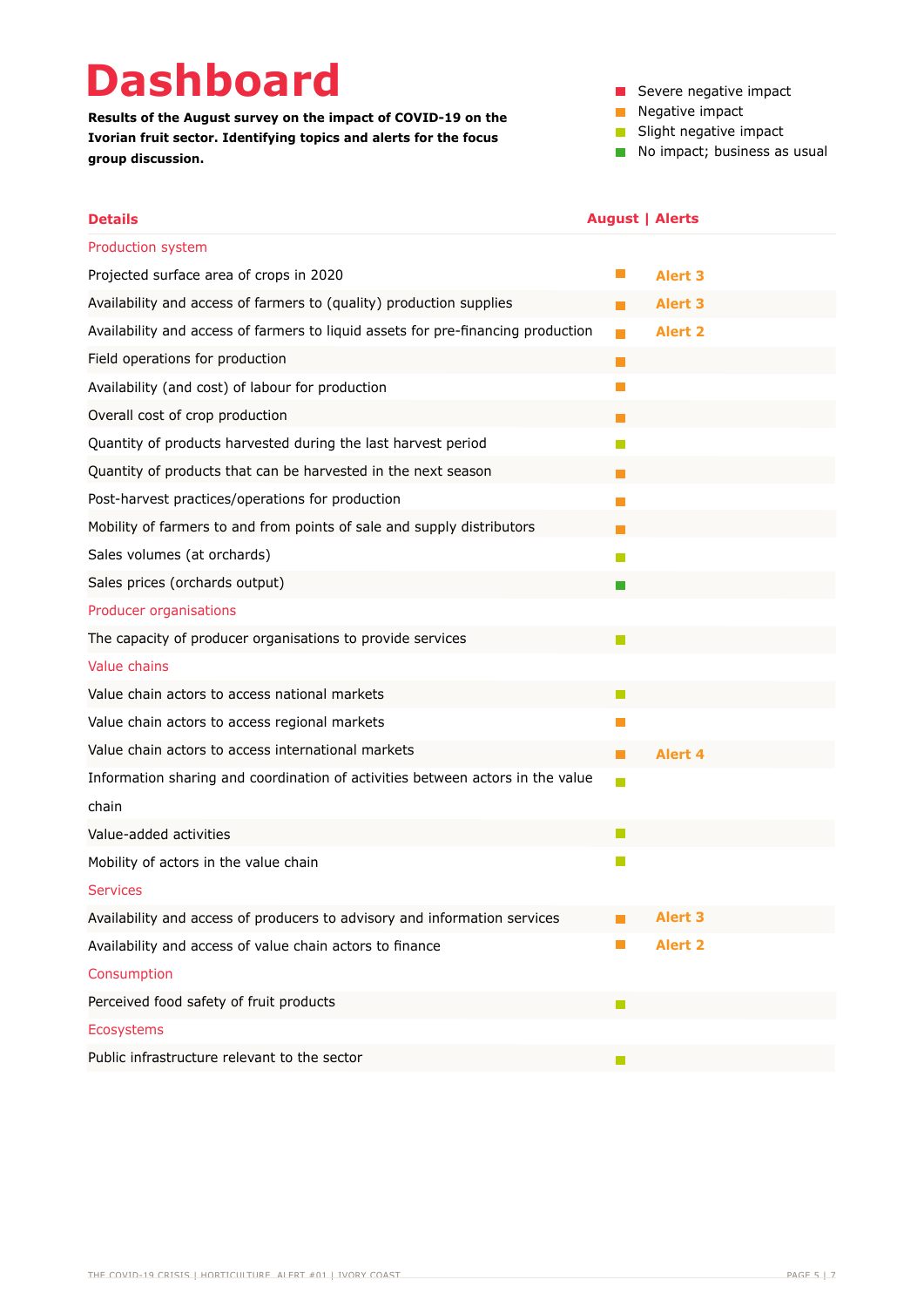# Dashboard

**Results of the August survey on the impact of COVID-19 on the Ivorian fruit sector. Identifying topics and alerts for the focus group discussion.**

- Severe negative impact (red)
- Negative impact (orange)
- Slight negative impact (light green)
- No impact; business as usual (green)

| Details | August | Alerts |
|---|---|---|
| **Production system** | | |
| Projected surface area of crops in 2020 | Negative impact | Alert 3 |
| Availability and access of farmers to (quality) production supplies | Negative impact | Alert 3 |
| Availability and access of farmers to liquid assets for pre-financing production | Negative impact | Alert 2 |
| Field operations for production | Negative impact | |
| Availability (and cost) of labour for production | Negative impact | |
| Overall cost of crop production | Negative impact | |
| Quantity of products harvested during the last harvest period | Slight negative impact | |
| Quantity of products that can be harvested in the next season | Negative impact | |
| Post-harvest practices/operations for production | Negative impact | |
| Mobility of farmers to and from points of sale and supply distributors | Negative impact | |
| Sales volumes (at orchards) | Slight negative impact | |
| Sales prices (orchards output) | No impact; business as usual | |
| **Producer organisations** | | |
| The capacity of producer organisations to provide services | Slight negative impact | |
| **Value chains** | | |
| Value chain actors to access national markets | Slight negative impact | |
| Value chain actors to access regional markets | Negative impact | |
| Value chain actors to access international markets | Negative impact | Alert 4 |
| Information sharing and coordination of activities between actors in the value chain | Slight negative impact | |
| Value-added activities | Slight negative impact | |
| Mobility of actors in the value chain | Slight negative impact | |
| **Services** | | |
| Availability and access of producers to advisory and information services | Negative impact | Alert 3 |
| Availability and access of value chain actors to finance | Negative impact | Alert 2 |
| **Consumption** | | |
| Perceived food safety of fruit products | Slight negative impact | |
| **Ecosystems** | | |
| Public infrastructure relevant to the sector | Slight negative impact | |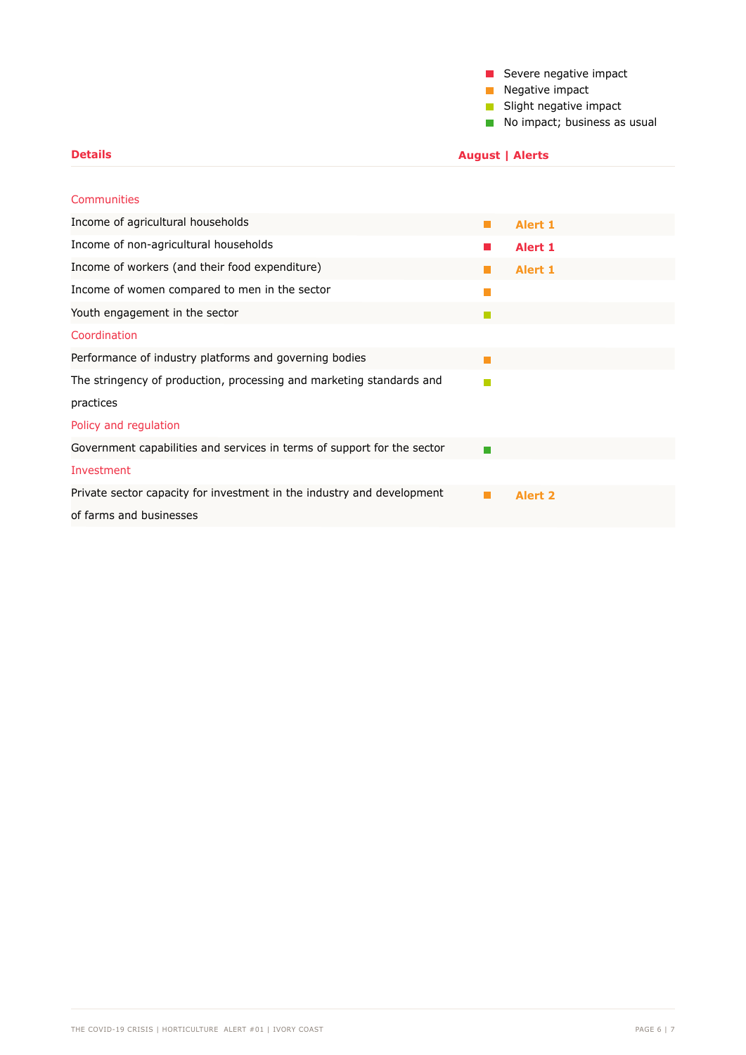- Severe negative impact
- Negative impact
- Slight negative impact
- No impact; business as usual

| Details | August | Alerts |
|---|---|---|
| **Communities** | | |
| Income of agricultural households | Negative impact | Alert 1 |
| Income of non-agricultural households | Severe negative impact | Alert 1 |
| Income of workers (and their food expenditure) | Negative impact | Alert 1 |
| Income of women compared to men in the sector | Negative impact | |
| Youth engagement in the sector | Slight negative impact | |
| **Coordination** | | |
| Performance of industry platforms and governing bodies | Negative impact | |
| The stringency of production, processing and marketing standards and practices | Slight negative impact | |
| **Policy and regulation** | | |
| Government capabilities and services in terms of support for the sector | No impact; business as usual | |
| **Investment** | | |
| Private sector capacity for investment in the industry and development of farms and businesses | Negative impact | Alert 2 |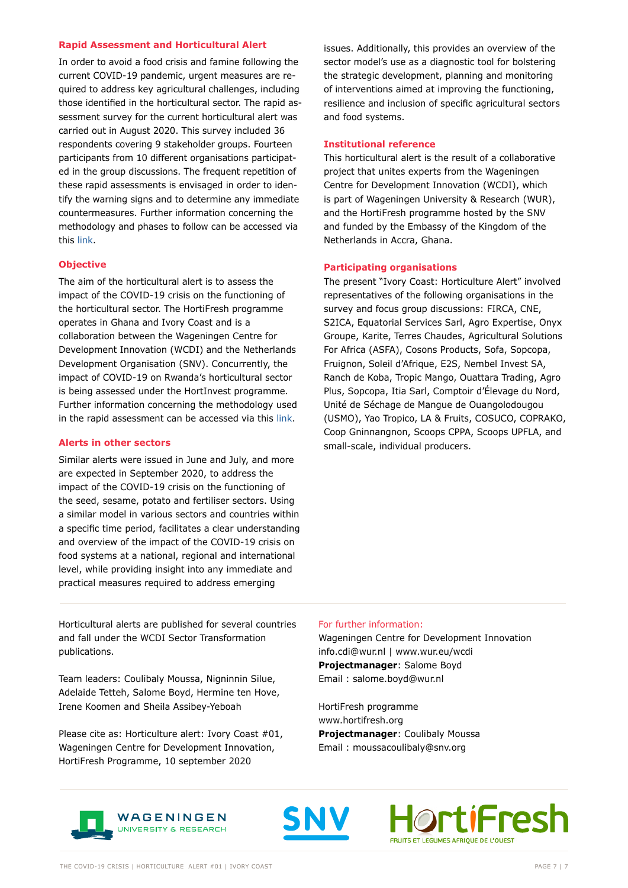### Rapid Assessment and Horticultural Alert

In order to avoid a food crisis and famine following the current COVID-19 pandemic, urgent measures are required to address key agricultural challenges, including those identified in the horticultural sector. The rapid assessment survey for the current horticultural alert was carried out in August 2020. This survey included 36 respondents covering 9 stakeholder groups. Fourteen participants from 10 different organisations participated in the group discussions. The frequent repetition of these rapid assessments is envisaged in order to identify the warning signs and to determine any immediate countermeasures. Further information concerning the methodology and phases to follow can be accessed via this link.

### Objective

The aim of the horticultural alert is to assess the impact of the COVID-19 crisis on the functioning of the horticultural sector. The HortiFresh programme operates in Ghana and Ivory Coast and is a collaboration between the Wageningen Centre for Development Innovation (WCDI) and the Netherlands Development Organisation (SNV). Concurrently, the impact of COVID-19 on Rwanda's horticultural sector is being assessed under the HortInvest programme. Further information concerning the methodology used in the rapid assessment can be accessed via this link.

### Alerts in other sectors

Similar alerts were issued in June and July, and more are expected in September 2020, to address the impact of the COVID-19 crisis on the functioning of the seed, sesame, potato and fertiliser sectors. Using a similar model in various sectors and countries within a specific time period, facilitates a clear understanding and overview of the impact of the COVID-19 crisis on food systems at a national, regional and international level, while providing insight into any immediate and practical measures required to address emerging issues. Additionally, this provides an overview of the sector model's use as a diagnostic tool for bolstering the strategic development, planning and monitoring of interventions aimed at improving the functioning, resilience and inclusion of specific agricultural sectors and food systems.

### Institutional reference

This horticultural alert is the result of a collaborative project that unites experts from the Wageningen Centre for Development Innovation (WCDI), which is part of Wageningen University & Research (WUR), and the HortiFresh programme hosted by the SNV and funded by the Embassy of the Kingdom of the Netherlands in Accra, Ghana.

### Participating organisations

The present "Ivory Coast: Horticulture Alert" involved representatives of the following organisations in the survey and focus group discussions: FIRCA, CNE, S2ICA, Equatorial Services Sarl, Agro Expertise, Onyx Groupe, Karite, Terres Chaudes, Agricultural Solutions For Africa (ASFA), Cosons Products, Sofa, Sopcopa, Fruignon, Soleil d'Afrique, E2S, Nembel Invest SA, Ranch de Koba, Tropic Mango, Ouattara Trading, Agro Plus, Sopcopa, Itia Sarl, Comptoir d'Élevage du Nord, Unité de Séchage de Mangue de Ouangolodougou (USMO), Yao Tropico, LA & Fruits, COSUCO, COPRAKO, Coop Gninnangnon, Scoops CPPA, Scoops UPFLA, and small-scale, individual producers.

---

Horticultural alerts are published for several countries and fall under the WCDI Sector Transformation publications.

Team leaders: Coulibaly Moussa, Nigninnin Silue, Adelaide Tetteh, Salome Boyd, Hermine ten Hove, Irene Koomen and Sheila Assibey-Yeboah

Please cite as: Horticulture alert: Ivory Coast #01, Wageningen Centre for Development Innovation, HortiFresh Programme, 10 september 2020

For further information:
Wageningen Centre for Development Innovation
info.cdi@wur.nl | www.wur.eu/wcdi
**Projectmanager**: Salome Boyd
Email : salome.boyd@wur.nl

HortiFresh programme
www.hortifresh.org
**Projectmanager**: Coulibaly Moussa
Email : moussacoulibaly@snv.org

WAGENINGEN UNIVERSITY & RESEARCH

SNV

HortiFresh FRUITS ET LEGUMES AFRIQUE DE L'OUEST